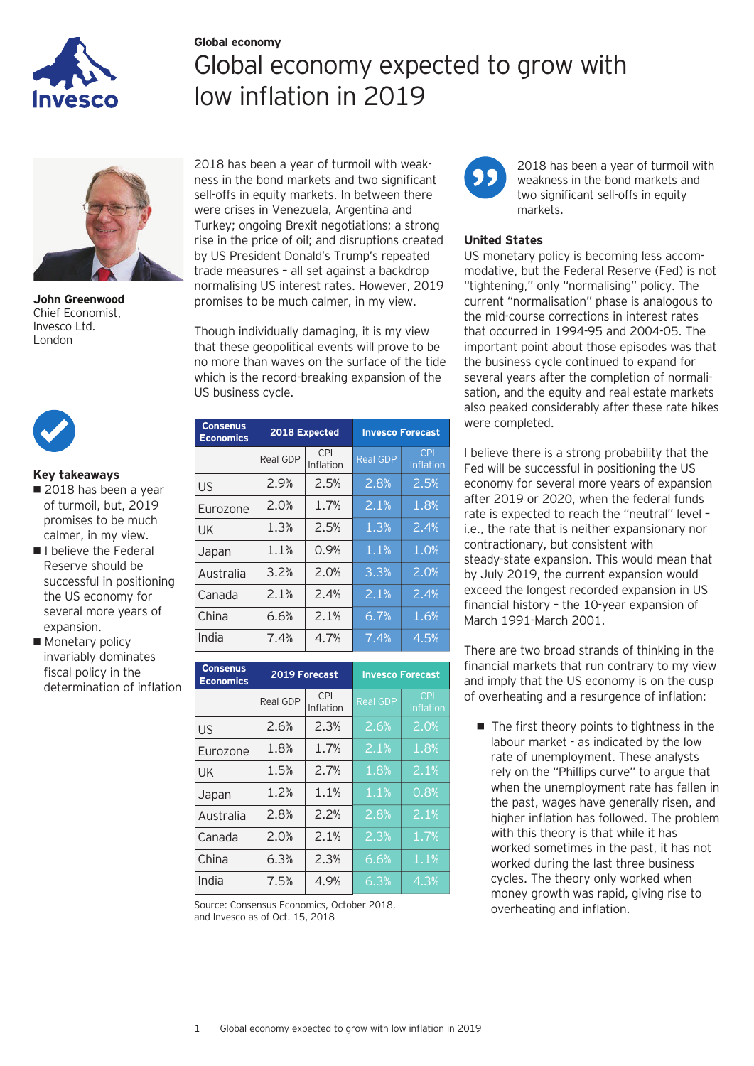**Global economy**

# Global economy expected to grow with low inflation in 2019

**John Greenwood**
Chief Economist,
Invesco Ltd.
London

### Key takeaways

- 2018 has been a year of turmoil, but, 2019 promises to be much calmer, in my view.
- I believe the Federal Reserve should be successful in positioning the US economy for several more years of expansion.
- Monetary policy invariably dominates fiscal policy in the determination of inflation

2018 has been a year of turmoil with weakness in the bond markets and two significant sell-offs in equity markets. In between there were crises in Venezuela, Argentina and Turkey; ongoing Brexit negotiations; a strong rise in the price of oil; and disruptions created by US President Donald's Trump's repeated trade measures – all set against a backdrop normalising US interest rates. However, 2019 promises to be much calmer, in my view.

Though individually damaging, it is my view that these geopolitical events will prove to be no more than waves on the surface of the tide which is the record-breaking expansion of the US business cycle.

| Consensus Economics | 2018 Expected | | Invesco Forecast | |
|---|---|---|---|---|
| | Real GDP | CPI Inflation | Real GDP | CPI Inflation |
| US | 2.9% | 2.5% | 2.8% | 2.5% |
| Eurozone | 2.0% | 1.7% | 2.1% | 1.8% |
| UK | 1.3% | 2.5% | 1.3% | 2.4% |
| Japan | 1.1% | 0.9% | 1.1% | 1.0% |
| Australia | 3.2% | 2.0% | 3.3% | 2.0% |
| Canada | 2.1% | 2.4% | 2.1% | 2.4% |
| China | 6.6% | 2.1% | 6.7% | 1.6% |
| India | 7.4% | 4.7% | 7.4% | 4.5% |

| Consensus Economics | 2019 Forecast | | Invesco Forecast | |
|---|---|---|---|---|
| | Real GDP | CPI Inflation | Real GDP | CPI Inflation |
| US | 2.6% | 2.3% | 2.6% | 2.0% |
| Eurozone | 1.8% | 1.7% | 2.1% | 1.8% |
| UK | 1.5% | 2.7% | 1.8% | 2.1% |
| Japan | 1.2% | 1.1% | 1.1% | 0.8% |
| Australia | 2.8% | 2.2% | 2.8% | 2.1% |
| Canada | 2.0% | 2.1% | 2.3% | 1.7% |
| China | 6.3% | 2.3% | 6.6% | 1.1% |
| India | 7.5% | 4.9% | 6.3% | 4.3% |

Source: Consensus Economics, October 2018, and Invesco as of Oct. 15, 2018

> 2018 has been a year of turmoil with weakness in the bond markets and two significant sell-offs in equity markets.

### United States

US monetary policy is becoming less accommodative, but the Federal Reserve (Fed) is not "tightening," only "normalising" policy. The current "normalisation" phase is analogous to the mid-course corrections in interest rates that occurred in 1994-95 and 2004-05. The important point about those episodes was that the business cycle continued to expand for several years after the completion of normalisation, and the equity and real estate markets also peaked considerably after these rate hikes were completed.

I believe there is a strong probability that the Fed will be successful in positioning the US economy for several more years of expansion after 2019 or 2020, when the federal funds rate is expected to reach the "neutral" level – i.e., the rate that is neither expansionary nor contractionary, but consistent with steady-state expansion. This would mean that by July 2019, the current expansion would exceed the longest recorded expansion in US financial history – the 10-year expansion of March 1991-March 2001.

There are two broad strands of thinking in the financial markets that run contrary to my view and imply that the US economy is on the cusp of overheating and a resurgence of inflation:

- The first theory points to tightness in the labour market - as indicated by the low rate of unemployment. These analysts rely on the "Phillips curve" to argue that when the unemployment rate has fallen in the past, wages have generally risen, and higher inflation has followed. The problem with this theory is that while it has worked sometimes in the past, it has not worked during the last three business cycles. The theory only worked when money growth was rapid, giving rise to overheating and inflation.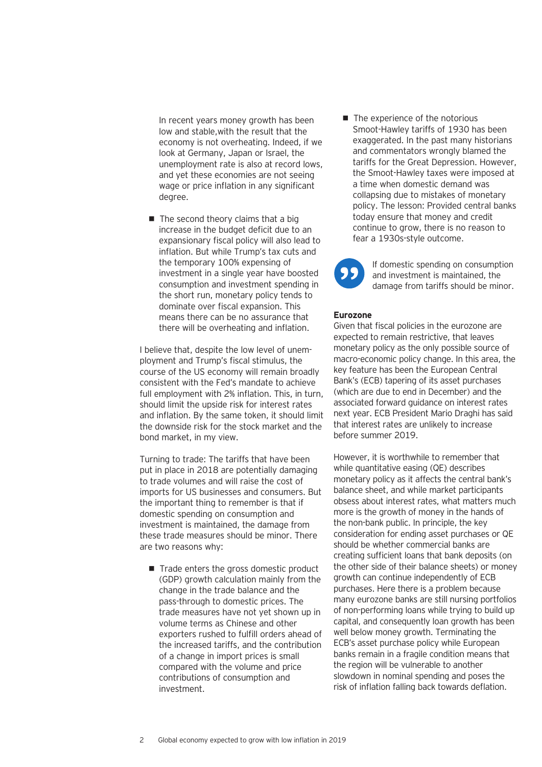In recent years money growth has been low and stable,with the result that the economy is not overheating. Indeed, if we look at Germany, Japan or Israel, the unemployment rate is also at record lows, and yet these economies are not seeing wage or price inflation in any significant degree.

- The second theory claims that a big increase in the budget deficit due to an expansionary fiscal policy will also lead to inflation. But while Trump's tax cuts and the temporary 100% expensing of investment in a single year have boosted consumption and investment spending in the short run, monetary policy tends to dominate over fiscal expansion. This means there can be no assurance that there will be overheating and inflation.

I believe that, despite the low level of unemployment and Trump's fiscal stimulus, the course of the US economy will remain broadly consistent with the Fed's mandate to achieve full employment with 2% inflation. This, in turn, should limit the upside risk for interest rates and inflation. By the same token, it should limit the downside risk for the stock market and the bond market, in my view.

Turning to trade: The tariffs that have been put in place in 2018 are potentially damaging to trade volumes and will raise the cost of imports for US businesses and consumers. But the important thing to remember is that if domestic spending on consumption and investment is maintained, the damage from these trade measures should be minor. There are two reasons why:

- Trade enters the gross domestic product (GDP) growth calculation mainly from the change in the trade balance and the pass-through to domestic prices. The trade measures have not yet shown up in volume terms as Chinese and other exporters rushed to fulfill orders ahead of the increased tariffs, and the contribution of a change in import prices is small compared with the volume and price contributions of consumption and investment.
- The experience of the notorious Smoot-Hawley tariffs of 1930 has been exaggerated. In the past many historians and commentators wrongly blamed the tariffs for the Great Depression. However, the Smoot-Hawley taxes were imposed at a time when domestic demand was collapsing due to mistakes of monetary policy. The lesson: Provided central banks today ensure that money and credit continue to grow, there is no reason to fear a 1930s-style outcome.

> If domestic spending on consumption and investment is maintained, the damage from tariffs should be minor.

**Eurozone**

Given that fiscal policies in the eurozone are expected to remain restrictive, that leaves monetary policy as the only possible source of macro-economic policy change. In this area, the key feature has been the European Central Bank's (ECB) tapering of its asset purchases (which are due to end in December) and the associated forward guidance on interest rates next year. ECB President Mario Draghi has said that interest rates are unlikely to increase before summer 2019.

However, it is worthwhile to remember that while quantitative easing (QE) describes monetary policy as it affects the central bank's balance sheet, and while market participants obsess about interest rates, what matters much more is the growth of money in the hands of the non-bank public. In principle, the key consideration for ending asset purchases or QE should be whether commercial banks are creating sufficient loans that bank deposits (on the other side of their balance sheets) or money growth can continue independently of ECB purchases. Here there is a problem because many eurozone banks are still nursing portfolios of non-performing loans while trying to build up capital, and consequently loan growth has been well below money growth. Terminating the ECB's asset purchase policy while European banks remain in a fragile condition means that the region will be vulnerable to another slowdown in nominal spending and poses the risk of inflation falling back towards deflation.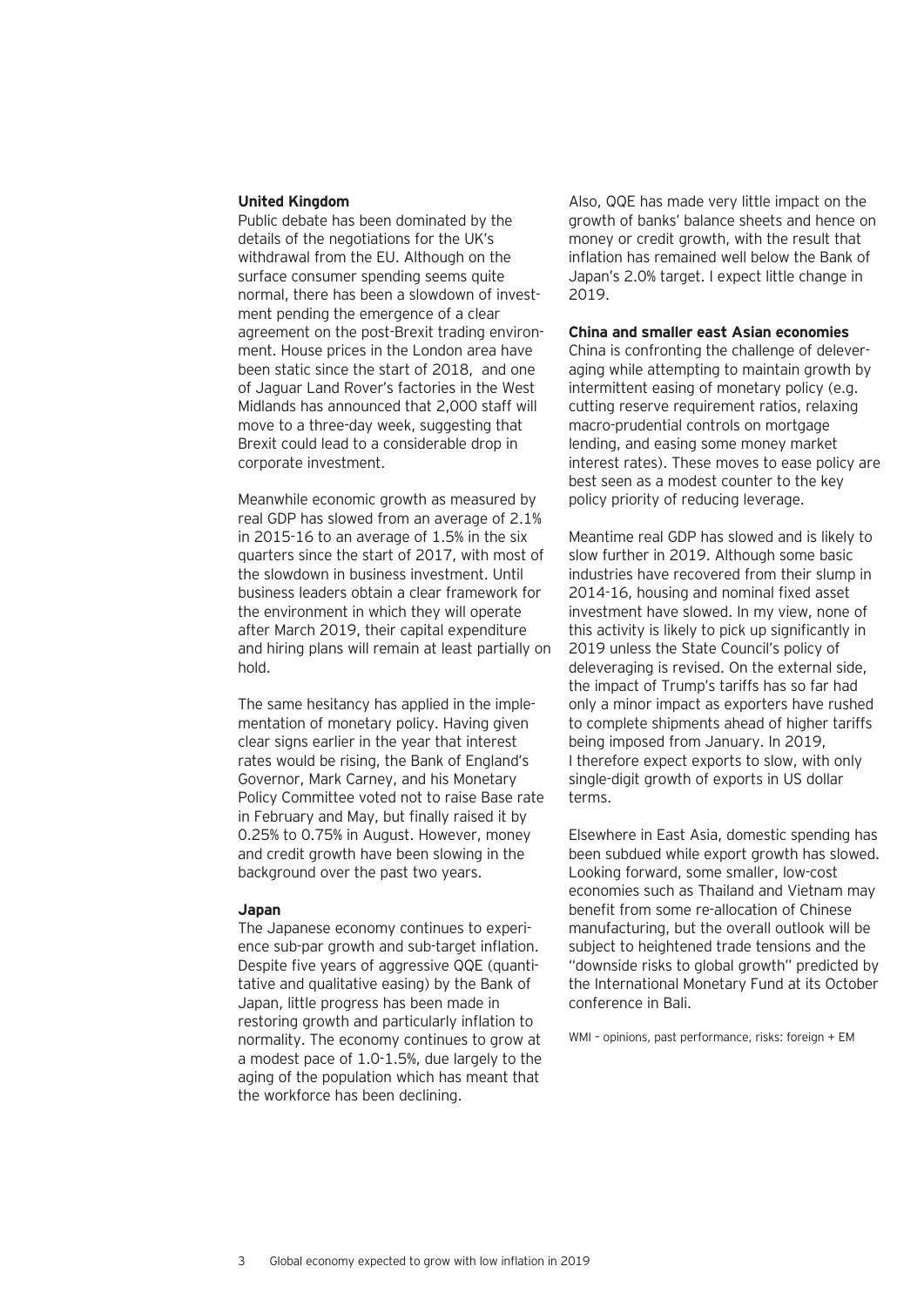### United Kingdom

Public debate has been dominated by the details of the negotiations for the UK's withdrawal from the EU. Although on the surface consumer spending seems quite normal, there has been a slowdown of investment pending the emergence of a clear agreement on the post-Brexit trading environment. House prices in the London area have been static since the start of 2018, and one of Jaguar Land Rover's factories in the West Midlands has announced that 2,000 staff will move to a three-day week, suggesting that Brexit could lead to a considerable drop in corporate investment.

Meanwhile economic growth as measured by real GDP has slowed from an average of 2.1% in 2015-16 to an average of 1.5% in the six quarters since the start of 2017, with most of the slowdown in business investment. Until business leaders obtain a clear framework for the environment in which they will operate after March 2019, their capital expenditure and hiring plans will remain at least partially on hold.

The same hesitancy has applied in the implementation of monetary policy. Having given clear signs earlier in the year that interest rates would be rising, the Bank of England's Governor, Mark Carney, and his Monetary Policy Committee voted not to raise Base rate in February and May, but finally raised it by 0.25% to 0.75% in August. However, money and credit growth have been slowing in the background over the past two years.

### Japan

The Japanese economy continues to experience sub-par growth and sub-target inflation. Despite five years of aggressive QQE (quantitative and qualitative easing) by the Bank of Japan, little progress has been made in restoring growth and particularly inflation to normality. The economy continues to grow at a modest pace of 1.0-1.5%, due largely to the aging of the population which has meant that the workforce has been declining.

Also, QQE has made very little impact on the growth of banks' balance sheets and hence on money or credit growth, with the result that inflation has remained well below the Bank of Japan's 2.0% target. I expect little change in 2019.

### China and smaller east Asian economies

China is confronting the challenge of deleveraging while attempting to maintain growth by intermittent easing of monetary policy (e.g. cutting reserve requirement ratios, relaxing macro-prudential controls on mortgage lending, and easing some money market interest rates). These moves to ease policy are best seen as a modest counter to the key policy priority of reducing leverage.

Meantime real GDP has slowed and is likely to slow further in 2019. Although some basic industries have recovered from their slump in 2014-16, housing and nominal fixed asset investment have slowed. In my view, none of this activity is likely to pick up significantly in 2019 unless the State Council's policy of deleveraging is revised. On the external side, the impact of Trump's tariffs has so far had only a minor impact as exporters have rushed to complete shipments ahead of higher tariffs being imposed from January. In 2019, I therefore expect exports to slow, with only single-digit growth of exports in US dollar terms.

Elsewhere in East Asia, domestic spending has been subdued while export growth has slowed. Looking forward, some smaller, low-cost economies such as Thailand and Vietnam may benefit from some re-allocation of Chinese manufacturing, but the overall outlook will be subject to heightened trade tensions and the "downside risks to global growth" predicted by the International Monetary Fund at its October conference in Bali.

WMI – opinions, past performance, risks: foreign + EM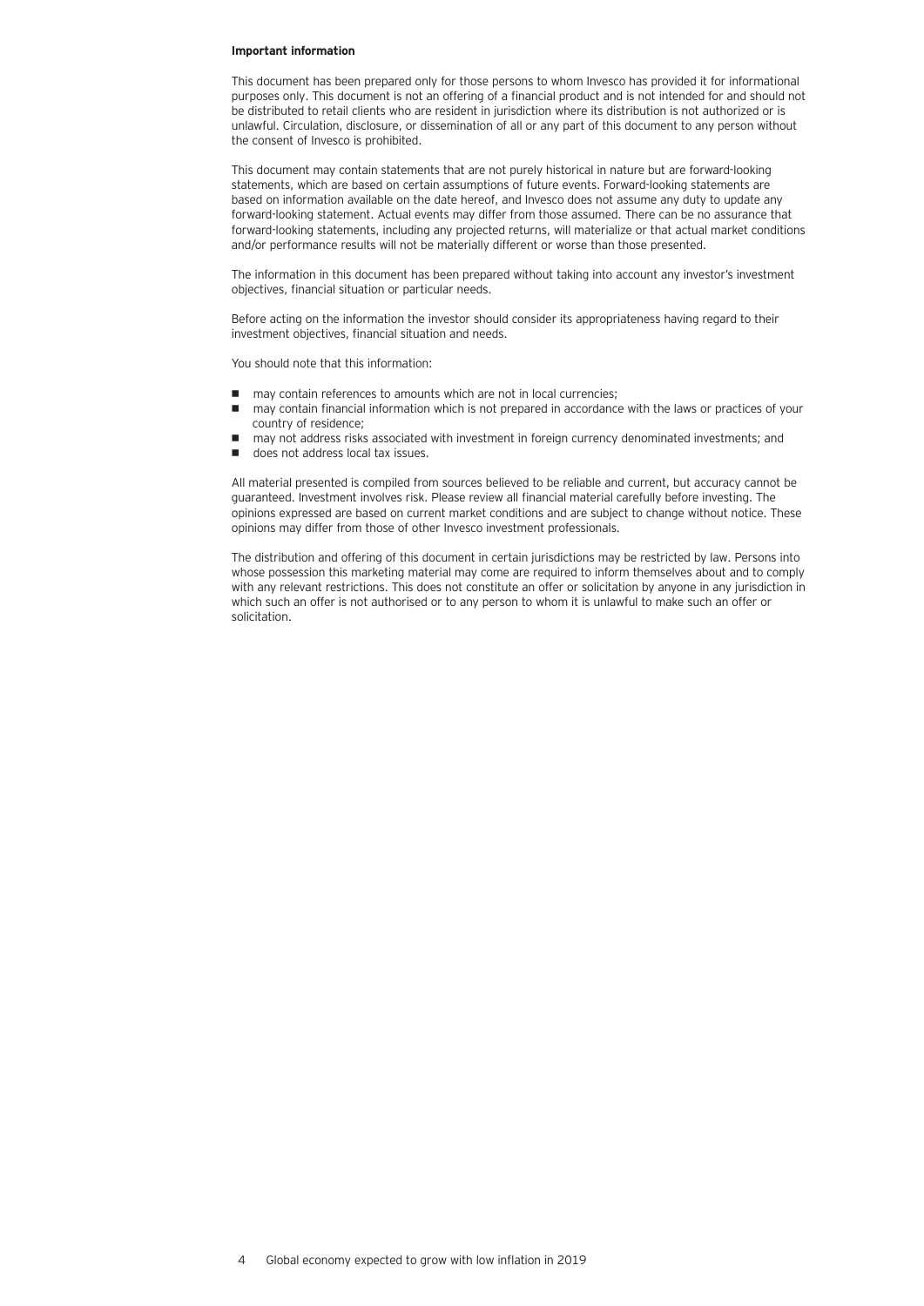**Important information**

This document has been prepared only for those persons to whom Invesco has provided it for informational purposes only. This document is not an offering of a financial product and is not intended for and should not be distributed to retail clients who are resident in jurisdiction where its distribution is not authorized or is unlawful. Circulation, disclosure, or dissemination of all or any part of this document to any person without the consent of Invesco is prohibited.

This document may contain statements that are not purely historical in nature but are forward-looking statements, which are based on certain assumptions of future events. Forward-looking statements are based on information available on the date hereof, and Invesco does not assume any duty to update any forward-looking statement. Actual events may differ from those assumed. There can be no assurance that forward-looking statements, including any projected returns, will materialize or that actual market conditions and/or performance results will not be materially different or worse than those presented.

The information in this document has been prepared without taking into account any investor's investment objectives, financial situation or particular needs.

Before acting on the information the investor should consider its appropriateness having regard to their investment objectives, financial situation and needs.

You should note that this information:

- may contain references to amounts which are not in local currencies;
- may contain financial information which is not prepared in accordance with the laws or practices of your country of residence;
- may not address risks associated with investment in foreign currency denominated investments; and
- does not address local tax issues.

All material presented is compiled from sources believed to be reliable and current, but accuracy cannot be guaranteed. Investment involves risk. Please review all financial material carefully before investing. The opinions expressed are based on current market conditions and are subject to change without notice. These opinions may differ from those of other Invesco investment professionals.

The distribution and offering of this document in certain jurisdictions may be restricted by law. Persons into whose possession this marketing material may come are required to inform themselves about and to comply with any relevant restrictions. This does not constitute an offer or solicitation by anyone in any jurisdiction in which such an offer is not authorised or to any person to whom it is unlawful to make such an offer or solicitation.